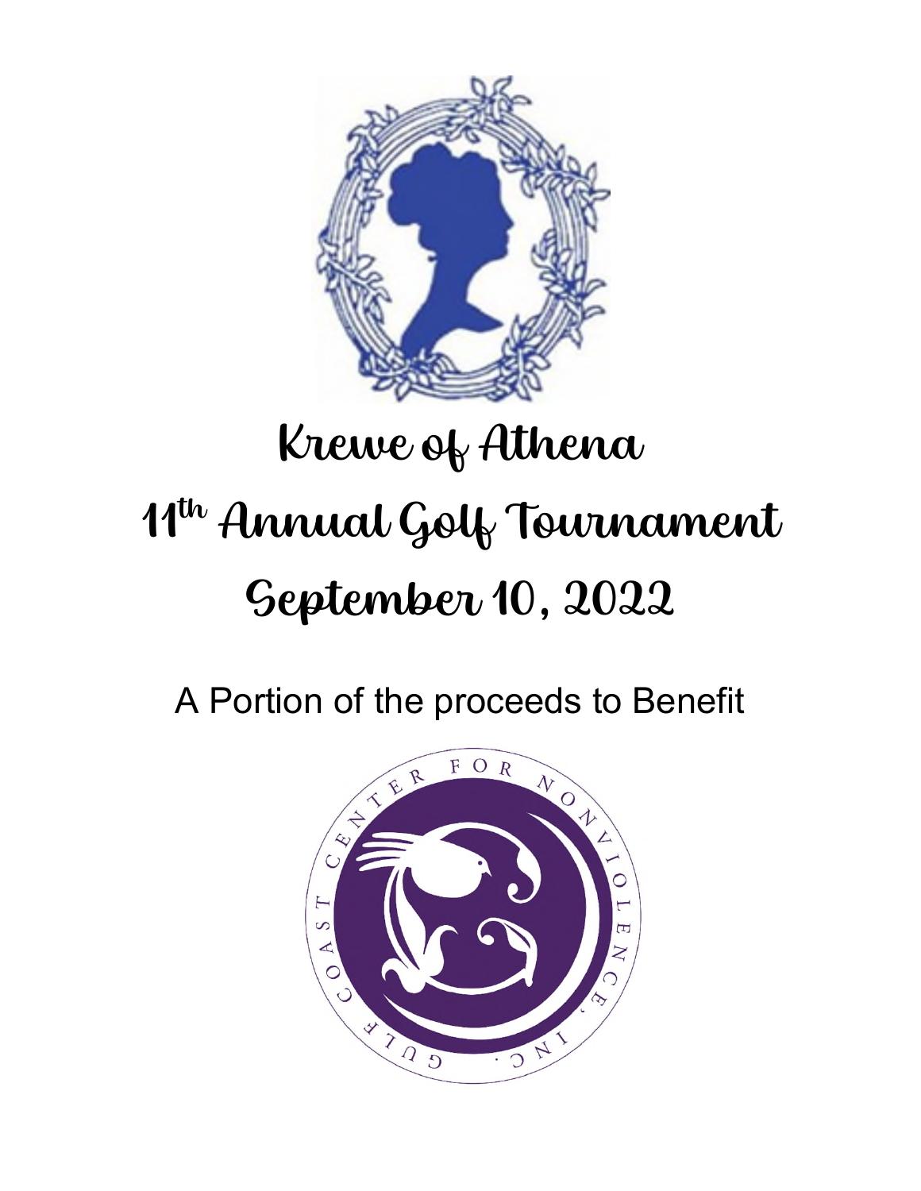# Krewe of Athena

# 11th Annual Golf Tournament

# September 10, 2022

A Portion of the proceeds to Benefit

GULF COAST CENTER FOR NONVIOLENCE, INC.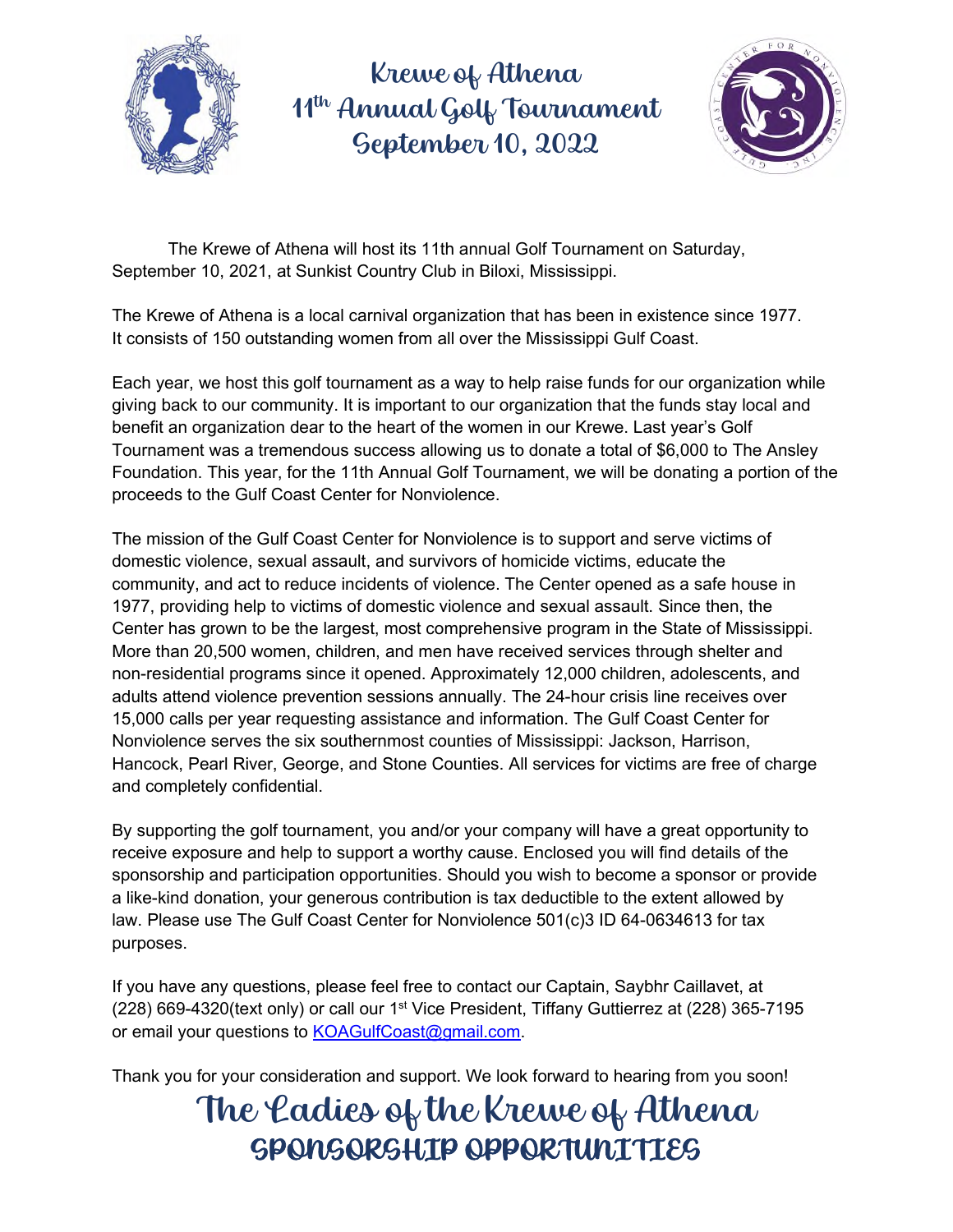# Krewe of Athena
# 11th Annual Golf Tournament
# September 10, 2022

The Krewe of Athena will host its 11th annual Golf Tournament on Saturday, September 10, 2021, at Sunkist Country Club in Biloxi, Mississippi.

The Krewe of Athena is a local carnival organization that has been in existence since 1977. It consists of 150 outstanding women from all over the Mississippi Gulf Coast.

Each year, we host this golf tournament as a way to help raise funds for our organization while giving back to our community. It is important to our organization that the funds stay local and benefit an organization dear to the heart of the women in our Krewe. Last year's Golf Tournament was a tremendous success allowing us to donate a total of $6,000 to The Ansley Foundation. This year, for the 11th Annual Golf Tournament, we will be donating a portion of the proceeds to the Gulf Coast Center for Nonviolence.

The mission of the Gulf Coast Center for Nonviolence is to support and serve victims of domestic violence, sexual assault, and survivors of homicide victims, educate the community, and act to reduce incidents of violence. The Center opened as a safe house in 1977, providing help to victims of domestic violence and sexual assault. Since then, the Center has grown to be the largest, most comprehensive program in the State of Mississippi. More than 20,500 women, children, and men have received services through shelter and non-residential programs since it opened. Approximately 12,000 children, adolescents, and adults attend violence prevention sessions annually. The 24-hour crisis line receives over 15,000 calls per year requesting assistance and information. The Gulf Coast Center for Nonviolence serves the six southernmost counties of Mississippi: Jackson, Harrison, Hancock, Pearl River, George, and Stone Counties. All services for victims are free of charge and completely confidential.

By supporting the golf tournament, you and/or your company will have a great opportunity to receive exposure and help to support a worthy cause. Enclosed you will find details of the sponsorship and participation opportunities. Should you wish to become a sponsor or provide a like-kind donation, your generous contribution is tax deductible to the extent allowed by law. Please use The Gulf Coast Center for Nonviolence 501(c)3 ID 64-0634613 for tax purposes.

If you have any questions, please feel free to contact our Captain, Saybhr Caillavet, at (228) 669-4320(text only) or call our 1st Vice President, Tiffany Guttierrez at (228) 365-7195 or email your questions to KOAGulfCoast@gmail.com.

Thank you for your consideration and support. We look forward to hearing from you soon!

## The Ladies of the Krewe of Athena

## SPONSORSHIP OPPORTUNITIES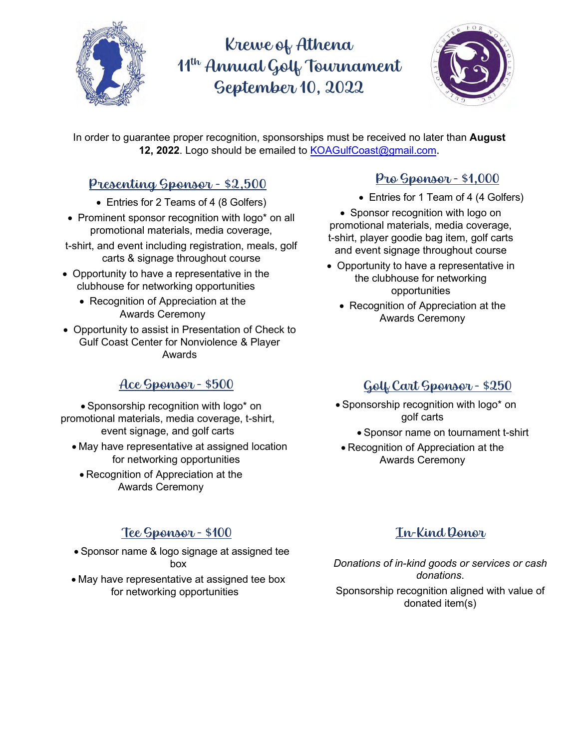# Krewe of Athena
# 11th Annual Golf Tournament
# September 10, 2022

In order to guarantee proper recognition, sponsorships must be received no later than **August 12, 2022**. Logo should be emailed to KOAGulfCoast@gmail.com.

## Presenting Sponsor - $2,500

- Entries for 2 Teams of 4 (8 Golfers)
- Prominent sponsor recognition with logo* on all promotional materials, media coverage, t-shirt, and event including registration, meals, golf carts & signage throughout course
- Opportunity to have a representative in the clubhouse for networking opportunities
- Recognition of Appreciation at the Awards Ceremony
- Opportunity to assist in Presentation of Check to Gulf Coast Center for Nonviolence & Player Awards

## Pro Sponsor - $1,000

- Entries for 1 Team of 4 (4 Golfers)
- Sponsor recognition with logo on promotional materials, media coverage, t-shirt, player goodie bag item, golf carts and event signage throughout course
- Opportunity to have a representative in the clubhouse for networking opportunities
- Recognition of Appreciation at the Awards Ceremony

## Ace Sponsor - $500

- Sponsorship recognition with logo* on promotional materials, media coverage, t-shirt, event signage, and golf carts
- May have representative at assigned location for networking opportunities
- Recognition of Appreciation at the Awards Ceremony

## Golf Cart Sponsor - $250

- Sponsorship recognition with logo* on golf carts
- Sponsor name on tournament t-shirt
- Recognition of Appreciation at the Awards Ceremony

## Tee Sponsor - $100

- Sponsor name & logo signage at assigned tee box
- May have representative at assigned tee box for networking opportunities

## In-Kind Donor

*Donations of in-kind goods or services or cash donations*.

Sponsorship recognition aligned with value of donated item(s)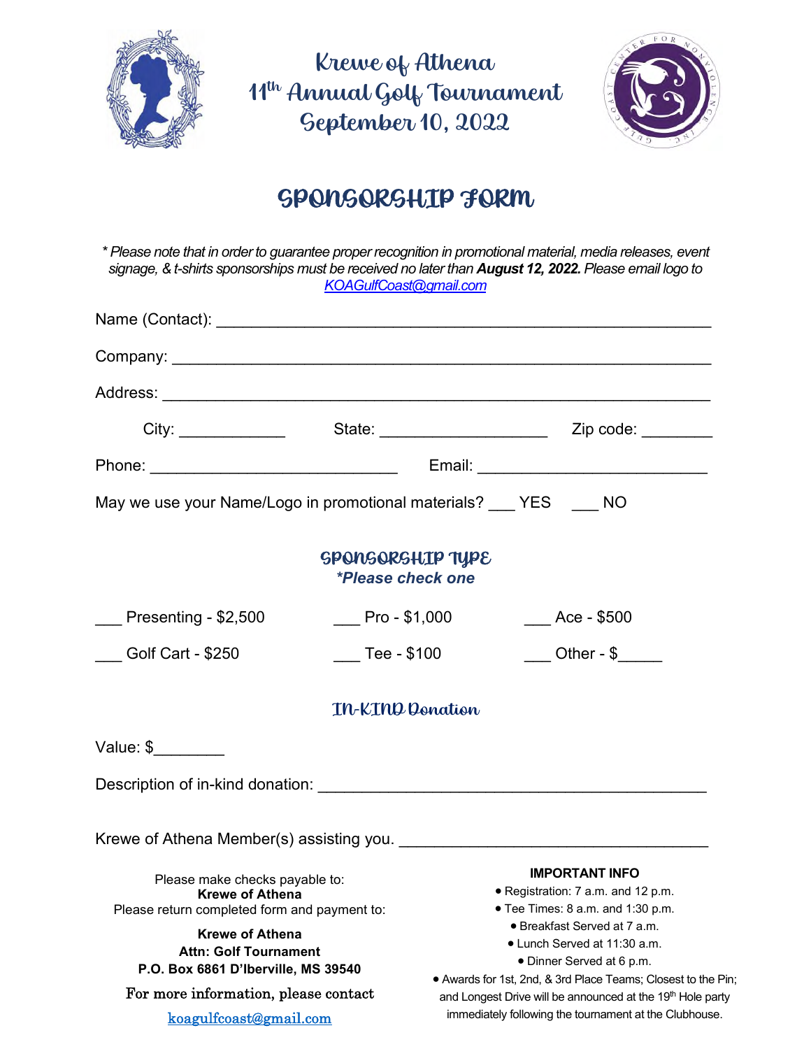# Krewe of Athena
# 11th Annual Golf Tournament
# September 10, 2022

## SPONSORSHIP FORM

*\* Please note that in order to guarantee proper recognition in promotional material, media releases, event signage, & t-shirts sponsorships must be received no later than **August 12, 2022.** Please email logo to [KOAGulfCoast@gmail.com](mailto:KOAGulfCoast@gmail.com)*

Name (Contact): _______________________________________________

Company: _______________________________________________

Address: _______________________________________________

City: ____________ State: ___________________ Zip code: ________

Phone: ____________________________ Email: _________________________

May we use your Name/Logo in promotional materials? ___ YES ___ NO

### SPONSORSHIP TYPE

***\*Please check one***

___ Presenting - $2,500 ___ Pro - $1,000 ___ Ace - $500

___ Golf Cart - $250 ___ Tee - $100 ___ Other - $_____

### IN-KIND Donation

Value: $________

Description of in-kind donation: ___________________________________________

Krewe of Athena Member(s) assisting you. __________________________________

Please make checks payable to:
**Krewe of Athena**
Please return completed form and payment to:

**Krewe of Athena**
**Attn: Golf Tournament**
**P.O. Box 6861 D'Iberville, MS 39540**

For more information, please contact
[koagulfcoast@gmail.com](mailto:koagulfcoast@gmail.com)

**IMPORTANT INFO**

- Registration: 7 a.m. and 12 p.m.
- Tee Times: 8 a.m. and 1:30 p.m.
- Breakfast Served at 7 a.m.
- Lunch Served at 11:30 a.m.
- Dinner Served at 6 p.m.
- Awards for 1st, 2nd, & 3rd Place Teams; Closest to the Pin; and Longest Drive will be announced at the 19th Hole party immediately following the tournament at the Clubhouse.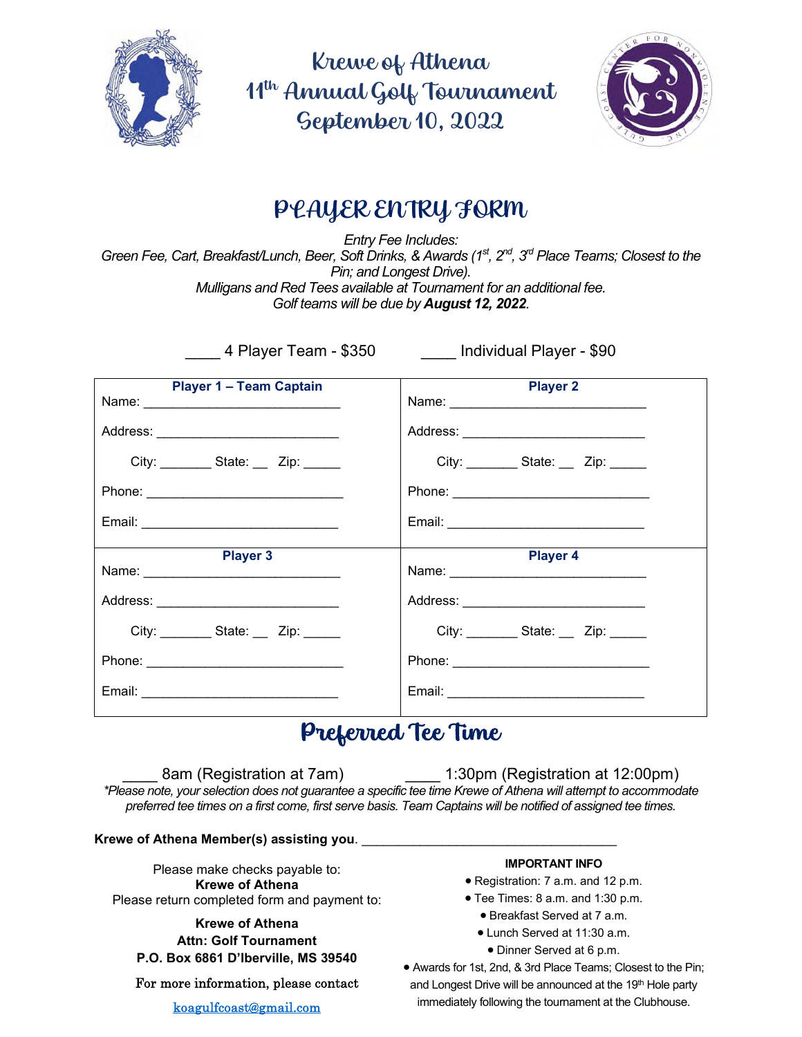# Krewe of Athena
# 11th Annual Golf Tournament
# September 10, 2022

## PLAYER ENTRY FORM

*Entry Fee Includes:*
*Green Fee, Cart, Breakfast/Lunch, Beer, Soft Drinks, & Awards (1st, 2nd, 3rd Place Teams; Closest to the Pin; and Longest Drive).*
*Mulligans and Red Tees available at Tournament for an additional fee.*
*Golf teams will be due by **August 12, 2022**.*

____ 4 Player Team - $350 ____ Individual Player - $90

| **Player 1 – Team Captain** | **Player 2** |
|---|---|
| Name: ___________________________ | Name: ___________________________ |
| Address: _________________________ | Address: _________________________ |
| City: _______ State: __ Zip: _____ | City: _______ State: __ Zip: _____ |
| Phone: ___________________________ | Phone: ___________________________ |
| Email: ___________________________ | Email: ___________________________ |
| **Player 3** | **Player 4** |
| Name: ___________________________ | Name: ___________________________ |
| Address: _________________________ | Address: _________________________ |
| City: _______ State: __ Zip: _____ | City: _______ State: __ Zip: _____ |
| Phone: ___________________________ | Phone: ___________________________ |
| Email: ___________________________ | Email: ___________________________ |

## Preferred Tee Time

____ 8am (Registration at 7am) ____ 1:30pm (Registration at 12:00pm)

*\*Please note, your selection does not guarantee a specific tee time Krewe of Athena will attempt to accommodate preferred tee times on a first come, first serve basis. Team Captains will be notified of assigned tee times.*

**Krewe of Athena Member(s) assisting you**. ___________________________________

Please make checks payable to:
**Krewe of Athena**
Please return completed form and payment to:

**Krewe of Athena**
**Attn: Golf Tournament**
**P.O. Box 6861 D'Iberville, MS 39540**

For more information, please contact
koagulfcoast@gmail.com

**IMPORTANT INFO**

- Registration: 7 a.m. and 12 p.m.
- Tee Times: 8 a.m. and 1:30 p.m.
- Breakfast Served at 7 a.m.
- Lunch Served at 11:30 a.m.
- Dinner Served at 6 p.m.
- Awards for 1st, 2nd, & 3rd Place Teams; Closest to the Pin; and Longest Drive will be announced at the 19th Hole party immediately following the tournament at the Clubhouse.